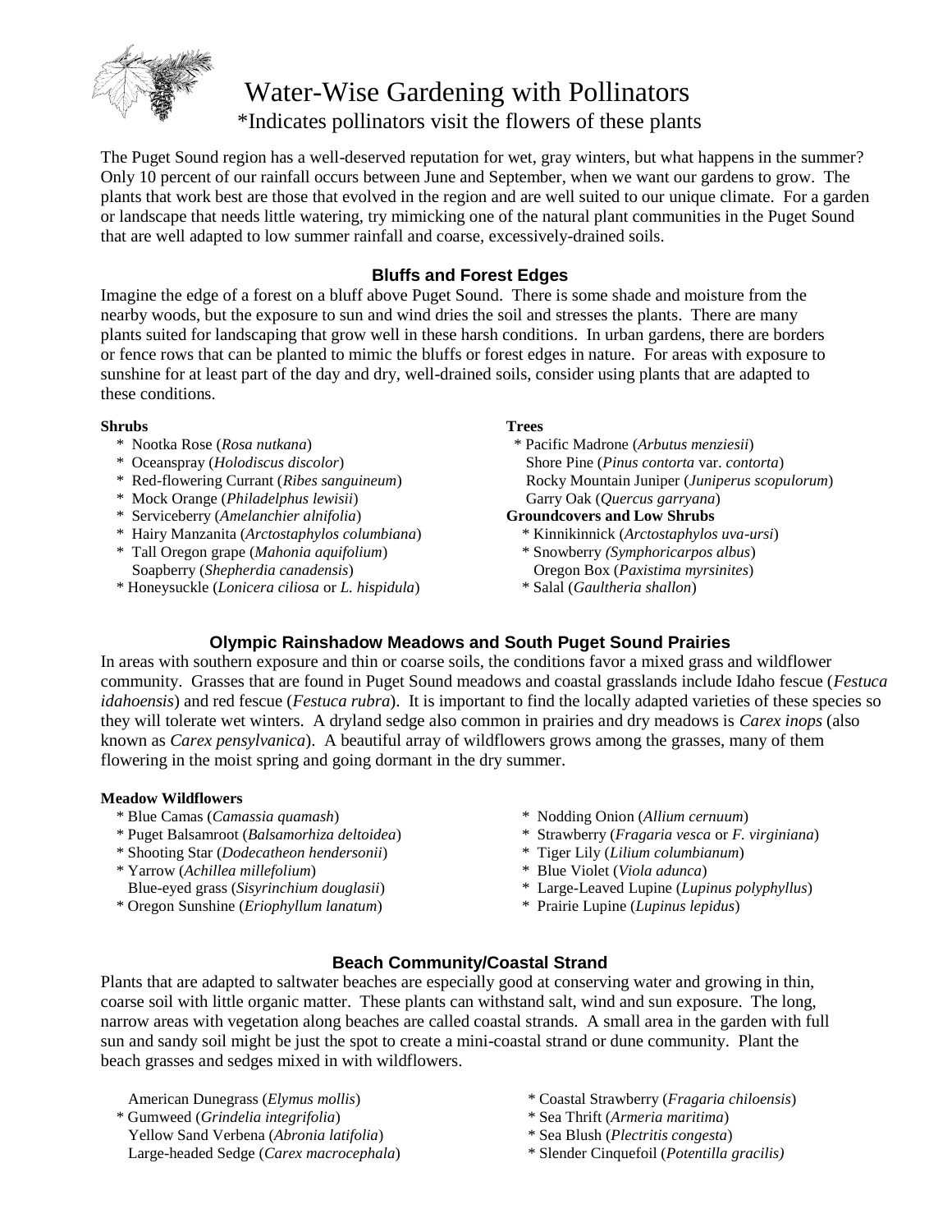# Water-Wise Gardening with Pollinators

*Indicates pollinators visit the flowers of these plants

The Puget Sound region has a well-deserved reputation for wet, gray winters, but what happens in the summer? Only 10 percent of our rainfall occurs between June and September, when we want our gardens to grow. The plants that work best are those that evolved in the region and are well suited to our unique climate. For a garden or landscape that needs little watering, try mimicking one of the natural plant communities in the Puget Sound that are well adapted to low summer rainfall and coarse, excessively-drained soils.

## Bluffs and Forest Edges

Imagine the edge of a forest on a bluff above Puget Sound. There is some shade and moisture from the nearby woods, but the exposure to sun and wind dries the soil and stresses the plants. There are many plants suited for landscaping that grow well in these harsh conditions. In urban gardens, there are borders or fence rows that can be planted to mimic the bluffs or forest edges in nature. For areas with exposure to sunshine for at least part of the day and dry, well-drained soils, consider using plants that are adapted to these conditions.

**Shrubs**

* Nootka Rose (*Rosa nutkana*)
* Oceanspray (*Holodiscus discolor*)
* Red-flowering Currant (*Ribes sanguineum*)
* Mock Orange (*Philadelphus lewisii*)
* Serviceberry (*Amelanchier alnifolia*)
* Hairy Manzanita (*Arctostaphylos columbiana*)
* Tall Oregon grape (*Mahonia aquifolium*)

Soapberry (*Shepherdia canadensis*)

* Honeysuckle (*Lonicera ciliosa* or *L. hispidula*)

**Trees**

* Pacific Madrone (*Arbutus menziesii*)

Shore Pine (*Pinus contorta* var. *contorta*)
Rocky Mountain Juniper (*Juniperus scopulorum*)
Garry Oak (*Quercus garryana*)

**Groundcovers and Low Shrubs**

* Kinnikinnick (*Arctostaphylos uva-ursi*)
* Snowberry *(Symphoricarpos albus*)

Oregon Box (*Paxistima myrsinites*)

* Salal (*Gaultheria shallon*)

## Olympic Rainshadow Meadows and South Puget Sound Prairies

In areas with southern exposure and thin or coarse soils, the conditions favor a mixed grass and wildflower community. Grasses that are found in Puget Sound meadows and coastal grasslands include Idaho fescue (*Festuca idahoensis*) and red fescue (*Festuca rubra*). It is important to find the locally adapted varieties of these species so they will tolerate wet winters. A dryland sedge also common in prairies and dry meadows is *Carex inops* (also known as *Carex pensylvanica*). A beautiful array of wildflowers grows among the grasses, many of them flowering in the moist spring and going dormant in the dry summer.

**Meadow Wildflowers**

* Blue Camas (*Camassia quamash*)
* Puget Balsamroot (*Balsamorhiza deltoidea*)
* Shooting Star (*Dodecatheon hendersonii*)
* Yarrow (*Achillea millefolium*)

Blue-eyed grass (*Sisyrinchium douglasii*)

* Oregon Sunshine (*Eriophyllum lanatum*)
* Nodding Onion (*Allium cernuum*)
* Strawberry (*Fragaria vesca* or *F. virginiana*)
* Tiger Lily (*Lilium columbianum*)
* Blue Violet (*Viola adunca*)
* Large-Leaved Lupine (*Lupinus polyphyllus*)
* Prairie Lupine (*Lupinus lepidus*)

## Beach Community/Coastal Strand

Plants that are adapted to saltwater beaches are especially good at conserving water and growing in thin, coarse soil with little organic matter. These plants can withstand salt, wind and sun exposure. The long, narrow areas with vegetation along beaches are called coastal strands. A small area in the garden with full sun and sandy soil might be just the spot to create a mini-coastal strand or dune community. Plant the beach grasses and sedges mixed in with wildflowers.

American Dunegrass (*Elymus mollis*)

* Gumweed (*Grindelia integrifolia*)

Yellow Sand Verbena (*Abronia latifolia*)
Large-headed Sedge (*Carex macrocephala*)

* Coastal Strawberry (*Fragaria chiloensis*)
* Sea Thrift (*Armeria maritima*)
* Sea Blush (*Plectritis congesta*)
* Slender Cinquefoil (*Potentilla gracilis)*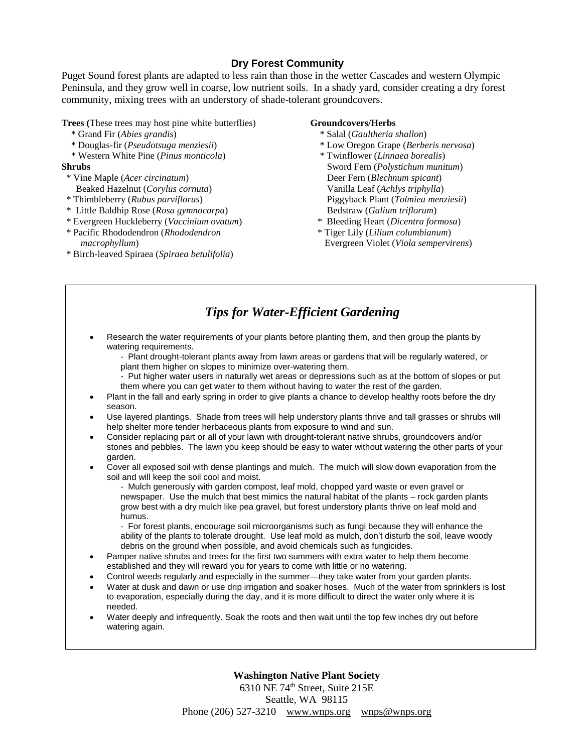## Dry Forest Community

Puget Sound forest plants are adapted to less rain than those in the wetter Cascades and western Olympic Peninsula, and they grow well in coarse, low nutrient soils. In a shady yard, consider creating a dry forest community, mixing trees with an understory of shade-tolerant groundcovers.

**Trees (**These trees may host pine white butterflies)

* Grand Fir (*Abies grandis*)
* Douglas-fir (*Pseudotsuga menziesii*)
* Western White Pine (*Pinus monticola*)

**Shrubs**

* Vine Maple (*Acer circinatum*)
Beaked Hazelnut (*Corylus cornuta*)
* Thimbleberry (*Rubus parviflorus*)
* Little Baldhip Rose (*Rosa gymnocarpa*)
* Evergreen Huckleberry (*Vaccinium ovatum*)
* Pacific Rhododendron (*Rhododendron macrophyllum*)
* Birch-leaved Spiraea (*Spiraea betulifolia*)

**Groundcovers/Herbs**

* Salal (*Gaultheria shallon*)
* Low Oregon Grape (*Berberis nervosa*)
* Twinflower (*Linnaea borealis*)
Sword Fern (*Polystichum munitum*)
Deer Fern (*Blechnum spicant*)
Vanilla Leaf (*Achlys triphylla*)
Piggyback Plant (*Tolmiea menziesii*)
Bedstraw (*Galium triflorum*)
* Bleeding Heart (*Dicentra formosa*)
* Tiger Lily (*Lilium columbianum*)
Evergreen Violet (*Viola sempervirens*)

## *Tips for Water-Efficient Gardening*

- Research the water requirements of your plants before planting them, and then group the plants by watering requirements.
  - Plant drought-tolerant plants away from lawn areas or gardens that will be regularly watered, or plant them higher on slopes to minimize over-watering them.
  - Put higher water users in naturally wet areas or depressions such as at the bottom of slopes or put them where you can get water to them without having to water the rest of the garden.
- Plant in the fall and early spring in order to give plants a chance to develop healthy roots before the dry season.
- Use layered plantings. Shade from trees will help understory plants thrive and tall grasses or shrubs will help shelter more tender herbaceous plants from exposure to wind and sun.
- Consider replacing part or all of your lawn with drought-tolerant native shrubs, groundcovers and/or stones and pebbles. The lawn you keep should be easy to water without watering the other parts of your garden.
- Cover all exposed soil with dense plantings and mulch. The mulch will slow down evaporation from the soil and will keep the soil cool and moist.
  - Mulch generously with garden compost, leaf mold, chopped yard waste or even gravel or newspaper. Use the mulch that best mimics the natural habitat of the plants – rock garden plants grow best with a dry mulch like pea gravel, but forest understory plants thrive on leaf mold and humus.
  - For forest plants, encourage soil microorganisms such as fungi because they will enhance the ability of the plants to tolerate drought. Use leaf mold as mulch, don't disturb the soil, leave woody debris on the ground when possible, and avoid chemicals such as fungicides.
- Pamper native shrubs and trees for the first two summers with extra water to help them become established and they will reward you for years to come with little or no watering.
- Control weeds regularly and especially in the summer—they take water from your garden plants.
- Water at dusk and dawn or use drip irrigation and soaker hoses. Much of the water from sprinklers is lost to evaporation, especially during the day, and it is more difficult to direct the water only where it is needed.
- Water deeply and infrequently. Soak the roots and then wait until the top few inches dry out before watering again.

**Washington Native Plant Society**
6310 NE 74th Street, Suite 215E
Seattle, WA 98115
Phone (206) 527-3210 www.wnps.org wnps@wnps.org